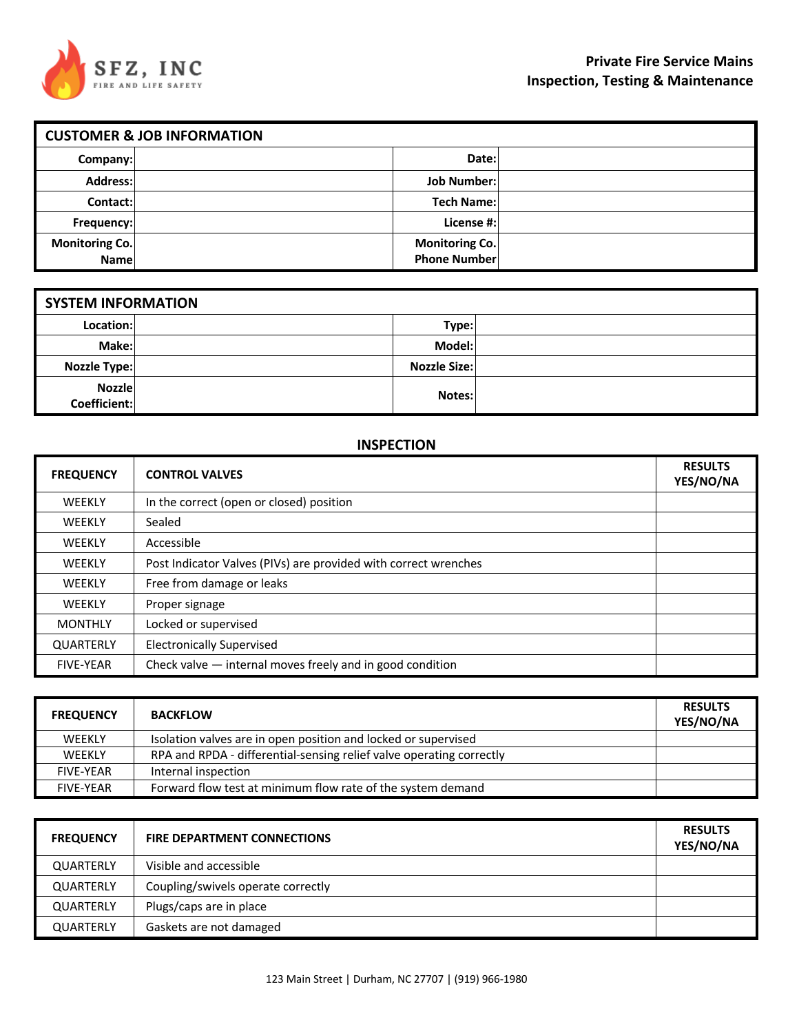SFZ, INC
FIRE AND LIFE SAFETY

# Private Fire Service Mains Inspection, Testing & Maintenance

| CUSTOMER & JOB INFORMATION | | | |
|---|---|---|---|
| Company: | | Date: | |
| Address: | | Job Number: | |
| Contact: | | Tech Name: | |
| Frequency: | | License #: | |
| Monitoring Co. Name | | Monitoring Co. Phone Number | |

| SYSTEM INFORMATION | | | |
|---|---|---|---|
| Location: | | Type: | |
| Make: | | Model: | |
| Nozzle Type: | | Nozzle Size: | |
| Nozzle Coefficient: | | Notes: | |

## INSPECTION

| FREQUENCY | CONTROL VALVES | RESULTS YES/NO/NA |
|---|---|---|
| WEEKLY | In the correct (open or closed) position | |
| WEEKLY | Sealed | |
| WEEKLY | Accessible | |
| WEEKLY | Post Indicator Valves (PIVs) are provided with correct wrenches | |
| WEEKLY | Free from damage or leaks | |
| WEEKLY | Proper signage | |
| MONTHLY | Locked or supervised | |
| QUARTERLY | Electronically Supervised | |
| FIVE-YEAR | Check valve — internal moves freely and in good condition | |

| FREQUENCY | BACKFLOW | RESULTS YES/NO/NA |
|---|---|---|
| WEEKLY | Isolation valves are in open position and locked or supervised | |
| WEEKLY | RPA and RPDA - differential-sensing relief valve operating correctly | |
| FIVE-YEAR | Internal inspection | |
| FIVE-YEAR | Forward flow test at minimum flow rate of the system demand | |

| FREQUENCY | FIRE DEPARTMENT CONNECTIONS | RESULTS YES/NO/NA |
|---|---|---|
| QUARTERLY | Visible and accessible | |
| QUARTERLY | Coupling/swivels operate correctly | |
| QUARTERLY | Plugs/caps are in place | |
| QUARTERLY | Gaskets are not damaged | |

123 Main Street | Durham, NC 27707 | (919) 966-1980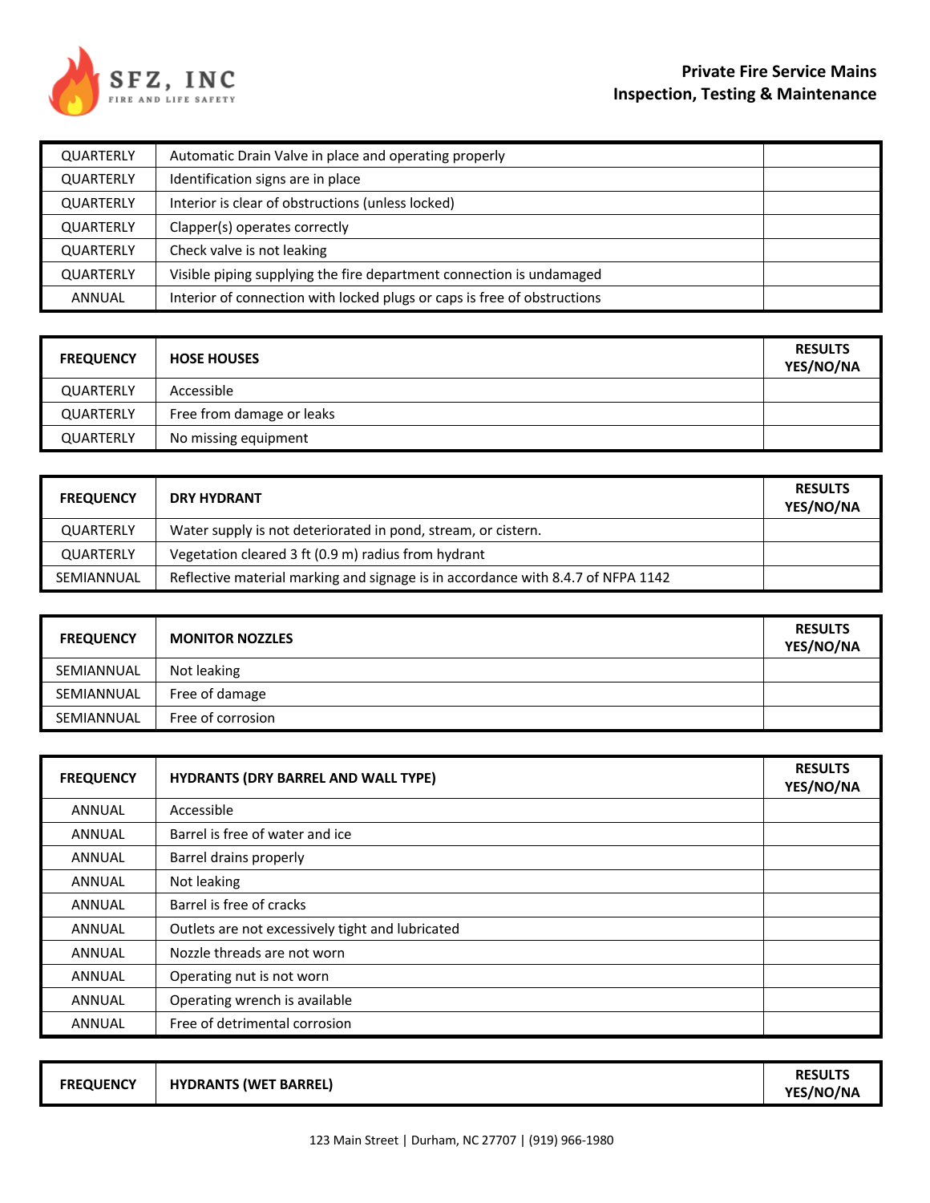| | | |
|---|---|---|
| QUARTERLY | Automatic Drain Valve in place and operating properly | |
| QUARTERLY | Identification signs are in place | |
| QUARTERLY | Interior is clear of obstructions (unless locked) | |
| QUARTERLY | Clapper(s) operates correctly | |
| QUARTERLY | Check valve is not leaking | |
| QUARTERLY | Visible piping supplying the fire department connection is undamaged | |
| ANNUAL | Interior of connection with locked plugs or caps is free of obstructions | |

| FREQUENCY | HOSE HOUSES | RESULTS YES/NO/NA |
|---|---|---|
| QUARTERLY | Accessible | |
| QUARTERLY | Free from damage or leaks | |
| QUARTERLY | No missing equipment | |

| FREQUENCY | DRY HYDRANT | RESULTS YES/NO/NA |
|---|---|---|
| QUARTERLY | Water supply is not deteriorated in pond, stream, or cistern. | |
| QUARTERLY | Vegetation cleared 3 ft (0.9 m) radius from hydrant | |
| SEMIANNUAL | Reflective material marking and signage is in accordance with 8.4.7 of NFPA 1142 | |

| FREQUENCY | MONITOR NOZZLES | RESULTS YES/NO/NA |
|---|---|---|
| SEMIANNUAL | Not leaking | |
| SEMIANNUAL | Free of damage | |
| SEMIANNUAL | Free of corrosion | |

| FREQUENCY | HYDRANTS (DRY BARREL AND WALL TYPE) | RESULTS YES/NO/NA |
|---|---|---|
| ANNUAL | Accessible | |
| ANNUAL | Barrel is free of water and ice | |
| ANNUAL | Barrel drains properly | |
| ANNUAL | Not leaking | |
| ANNUAL | Barrel is free of cracks | |
| ANNUAL | Outlets are not excessively tight and lubricated | |
| ANNUAL | Nozzle threads are not worn | |
| ANNUAL | Operating nut is not worn | |
| ANNUAL | Operating wrench is available | |
| ANNUAL | Free of detrimental corrosion | |

| FREQUENCY | HYDRANTS (WET BARREL) | RESULTS YES/NO/NA |
|---|---|---|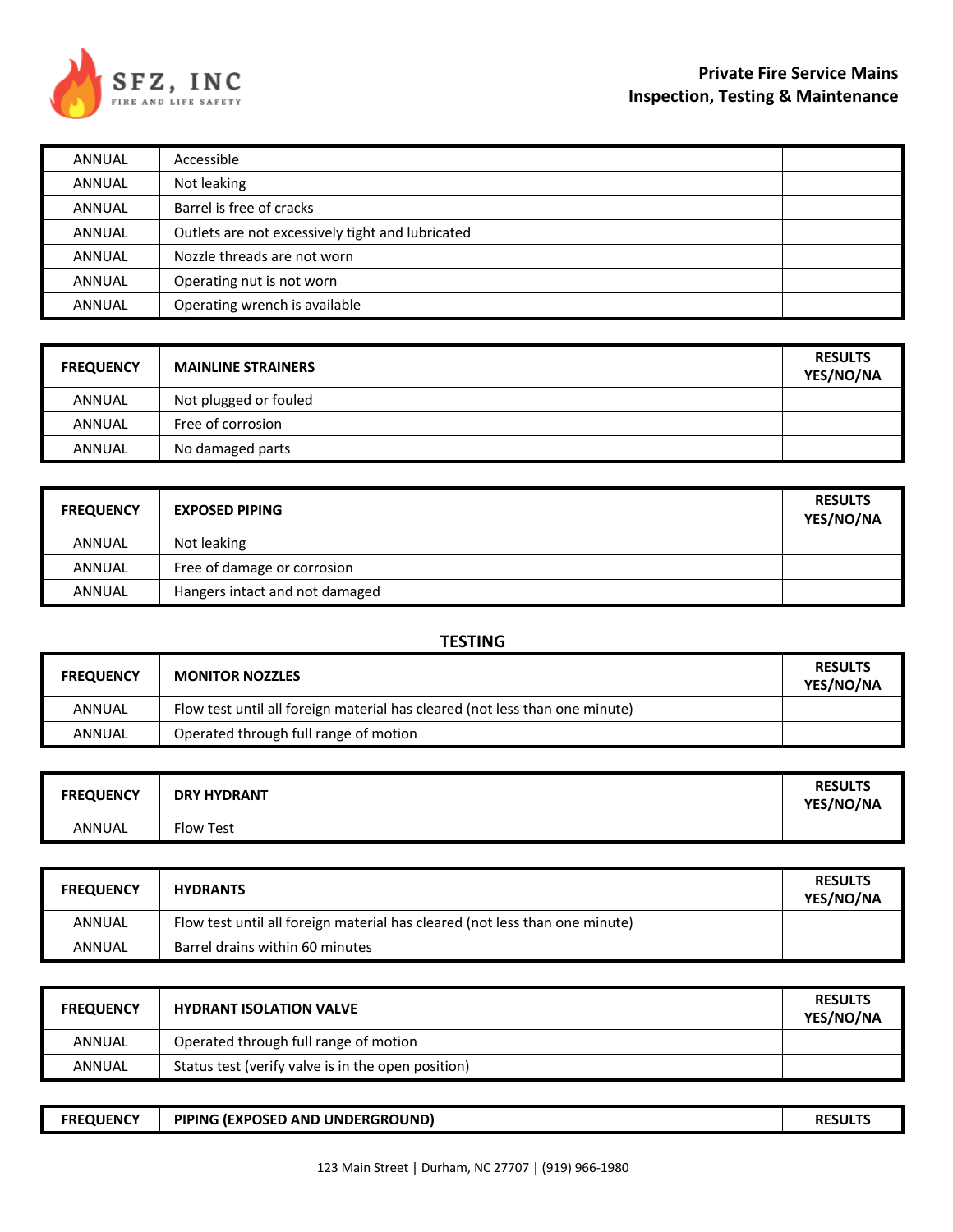| | | |
|---|---|---|
| ANNUAL | Accessible | |
| ANNUAL | Not leaking | |
| ANNUAL | Barrel is free of cracks | |
| ANNUAL | Outlets are not excessively tight and lubricated | |
| ANNUAL | Nozzle threads are not worn | |
| ANNUAL | Operating nut is not worn | |
| ANNUAL | Operating wrench is available | |

| FREQUENCY | MAINLINE STRAINERS | RESULTS YES/NO/NA |
|---|---|---|
| ANNUAL | Not plugged or fouled | |
| ANNUAL | Free of corrosion | |
| ANNUAL | No damaged parts | |

| FREQUENCY | EXPOSED PIPING | RESULTS YES/NO/NA |
|---|---|---|
| ANNUAL | Not leaking | |
| ANNUAL | Free of damage or corrosion | |
| ANNUAL | Hangers intact and not damaged | |

## TESTING

| FREQUENCY | MONITOR NOZZLES | RESULTS YES/NO/NA |
|---|---|---|
| ANNUAL | Flow test until all foreign material has cleared (not less than one minute) | |
| ANNUAL | Operated through full range of motion | |

| FREQUENCY | DRY HYDRANT | RESULTS YES/NO/NA |
|---|---|---|
| ANNUAL | Flow Test | |

| FREQUENCY | HYDRANTS | RESULTS YES/NO/NA |
|---|---|---|
| ANNUAL | Flow test until all foreign material has cleared (not less than one minute) | |
| ANNUAL | Barrel drains within 60 minutes | |

| FREQUENCY | HYDRANT ISOLATION VALVE | RESULTS YES/NO/NA |
|---|---|---|
| ANNUAL | Operated through full range of motion | |
| ANNUAL | Status test (verify valve is in the open position) | |

| FREQUENCY | PIPING (EXPOSED AND UNDERGROUND) | RESULTS |
|---|---|---|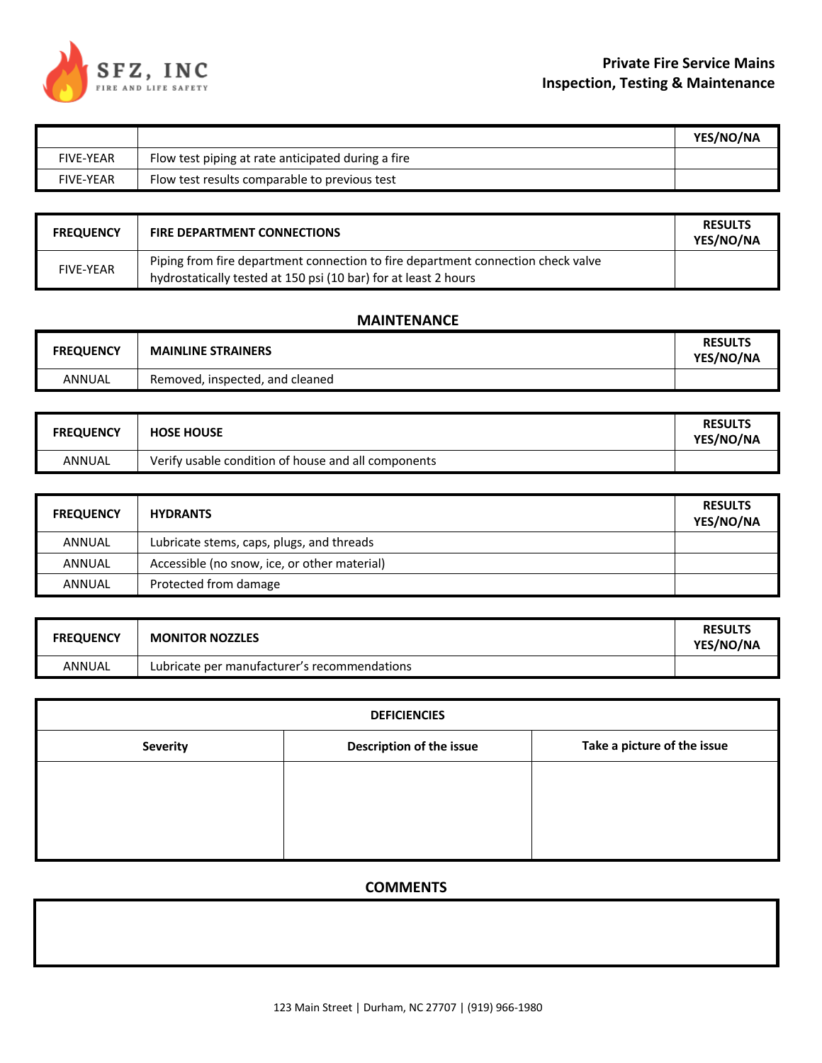**Private Fire Service Mains**
**Inspection, Testing & Maintenance**

| | | YES/NO/NA |
|---|---|---|
| FIVE-YEAR | Flow test piping at rate anticipated during a fire | |
| FIVE-YEAR | Flow test results comparable to previous test | |

| FREQUENCY | FIRE DEPARTMENT CONNECTIONS | RESULTS YES/NO/NA |
|---|---|---|
| FIVE-YEAR | Piping from fire department connection to fire department connection check valve hydrostatically tested at 150 psi (10 bar) for at least 2 hours | |

## MAINTENANCE

| FREQUENCY | MAINLINE STRAINERS | RESULTS YES/NO/NA |
|---|---|---|
| ANNUAL | Removed, inspected, and cleaned | |

| FREQUENCY | HOSE HOUSE | RESULTS YES/NO/NA |
|---|---|---|
| ANNUAL | Verify usable condition of house and all components | |

| FREQUENCY | HYDRANTS | RESULTS YES/NO/NA |
|---|---|---|
| ANNUAL | Lubricate stems, caps, plugs, and threads | |
| ANNUAL | Accessible (no snow, ice, or other material) | |
| ANNUAL | Protected from damage | |

| FREQUENCY | MONITOR NOZZLES | RESULTS YES/NO/NA |
|---|---|---|
| ANNUAL | Lubricate per manufacturer's recommendations | |

| DEFICIENCIES | | |
|---|---|---|
| Severity | Description of the issue | Take a picture of the issue |
| | | |

## COMMENTS

| |
|---|
| |

123 Main Street | Durham, NC 27707 | (919) 966-1980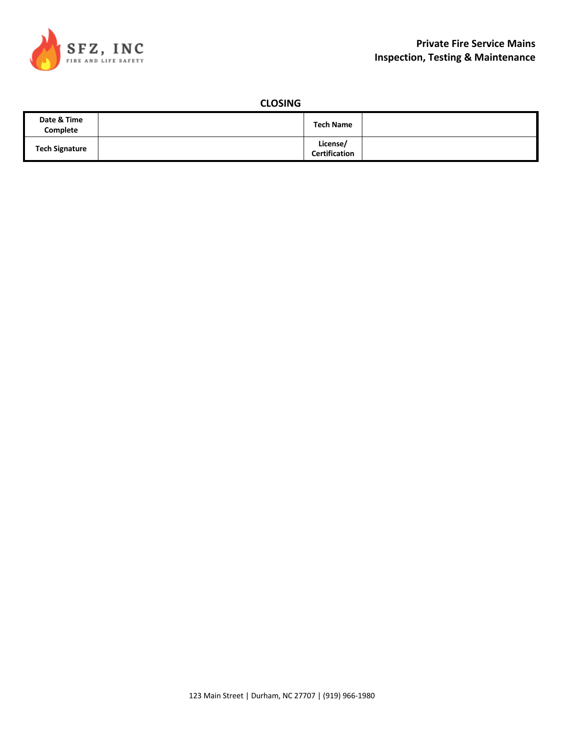## CLOSING

| Date & Time Complete | | Tech Name | |
|---|---|---|---|
| Tech Signature | | License/ Certification | |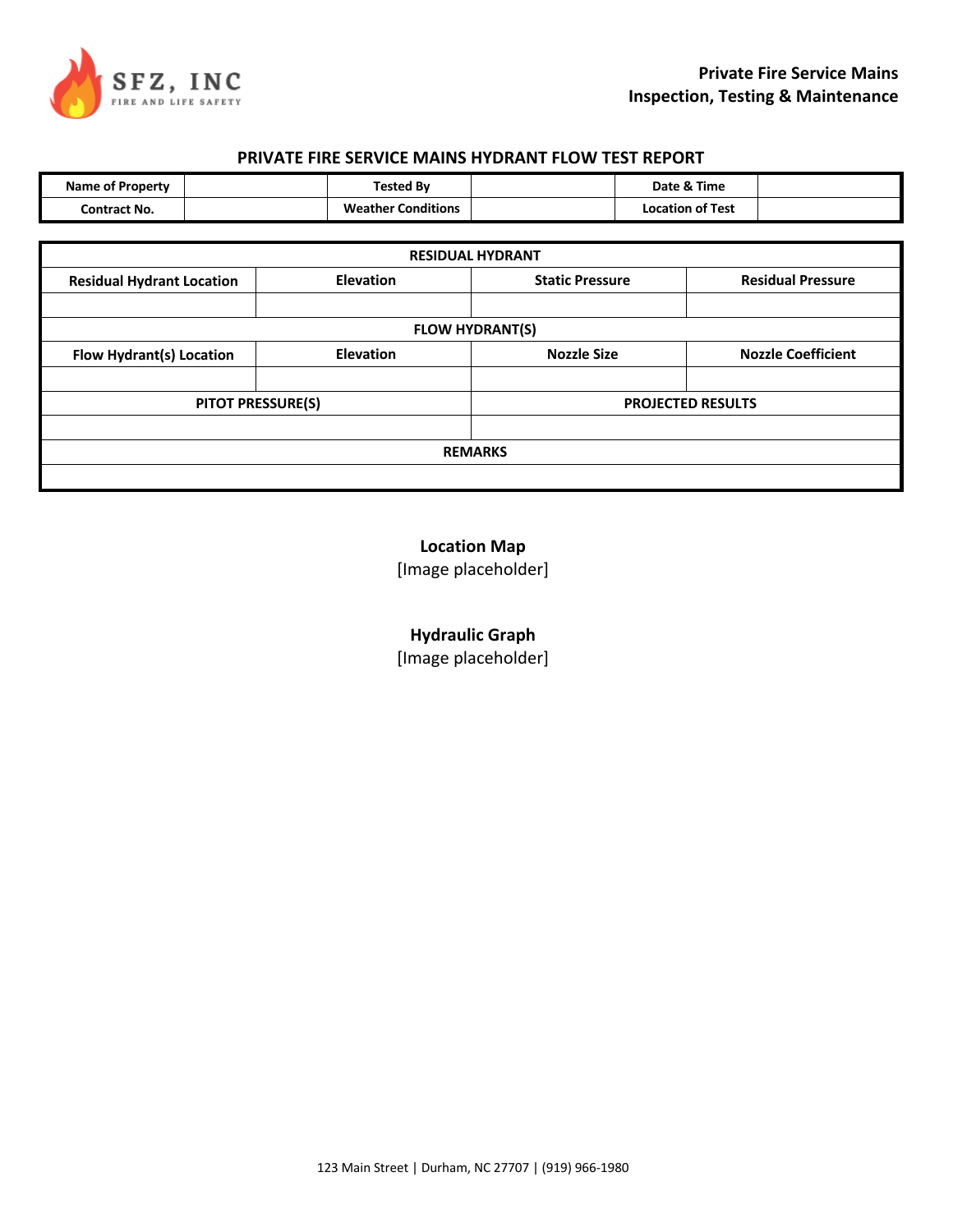SFZ, INC
FIRE AND LIFE SAFETY

**Private Fire Service Mains**
**Inspection, Testing & Maintenance**

## PRIVATE FIRE SERVICE MAINS HYDRANT FLOW TEST REPORT

| | | | | | |
|---|---|---|---|---|---|
| **Name of Property** | | **Tested By** | | **Date & Time** | |
| **Contract No.** | | **Weather Conditions** | | **Location of Test** | |

| **RESIDUAL HYDRANT** | | | |
|---|---|---|---|
| **Residual Hydrant Location** | **Elevation** | **Static Pressure** | **Residual Pressure** |
| | | | |
| **FLOW HYDRANT(S)** | | | |
| **Flow Hydrant(s) Location** | **Elevation** | **Nozzle Size** | **Nozzle Coefficient** |
| | | | |
| **PITOT PRESSURE(S)** | | **PROJECTED RESULTS** | |
| | | | |
| **REMARKS** | | | |
| | | | |

**Location Map**
[Image placeholder]

**Hydraulic Graph**
[Image placeholder]

123 Main Street | Durham, NC 27707 | (919) 966-1980